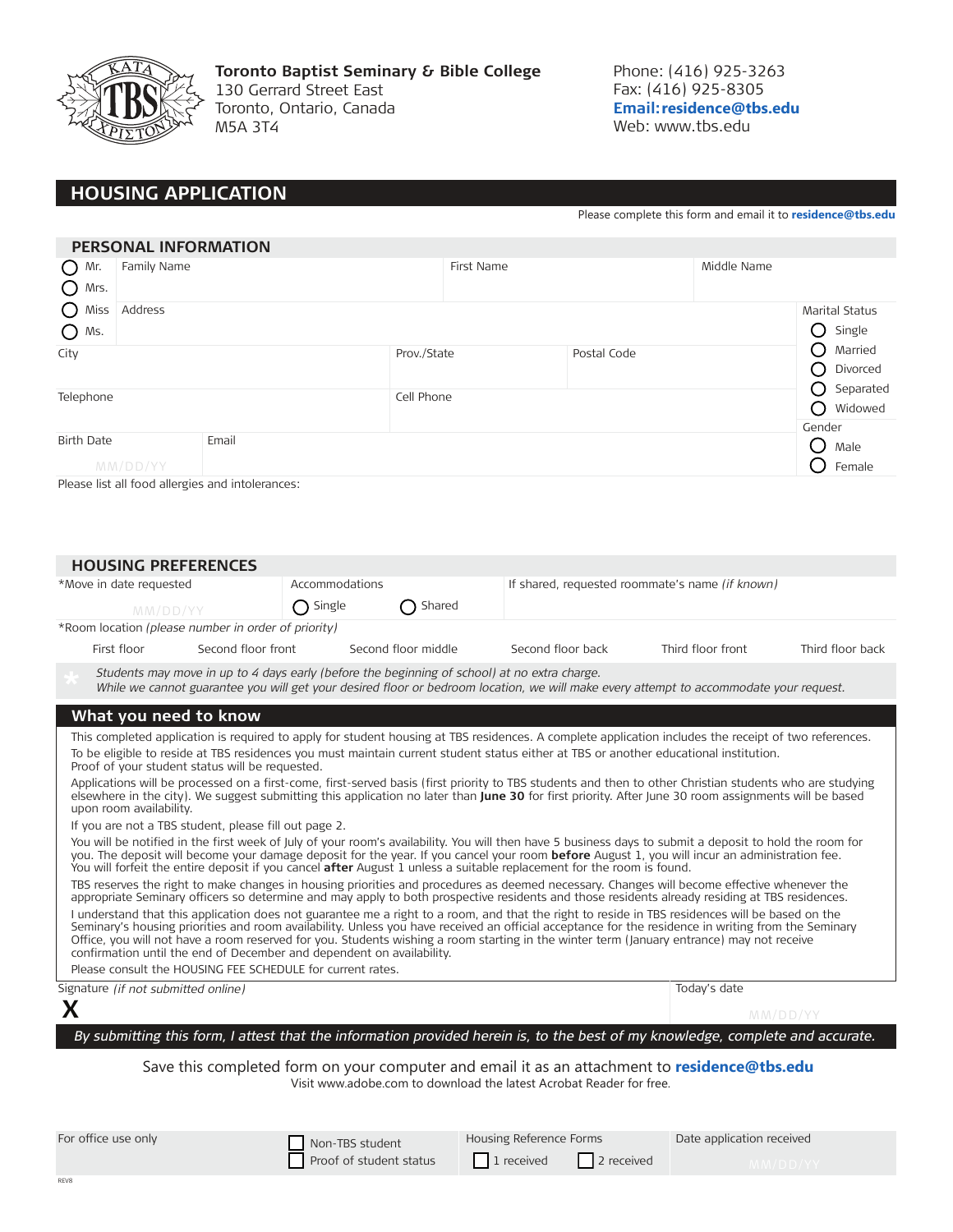**Toronto Baptist Seminary & Bible College**
130 Gerrard Street East
Toronto, Ontario, Canada
M5A 3T4

Phone: (416) 925-3263
Fax: (416) 925-8305
**Email: residence@tbs.edu**
Web: www.tbs.edu

# HOUSING APPLICATION

Please complete this form and email it to **residence@tbs.edu**

## PERSONAL INFORMATION

| ○ Mr. ○ Mrs. | Family Name | First Name | Middle Name | |
|---|---|---|---|---|
| ○ Miss ○ Ms. | Address | | | Marital Status ○ Single ○ Married ○ Divorced ○ Separated ○ Widowed |
| City | Prov./State | Postal Code | | |
| Telephone | Cell Phone | | | |
| Birth Date MM/DD/YY | Email | | | Gender ○ Male ○ Female |

Please list all food allergies and intolerances:

## HOUSING PREFERENCES

| *Move in date requested | Accommodations | If shared, requested roommate's name *(if known)* |
|---|---|---|
| MM/DD/YY | ○ Single ○ Shared | |

*Room location *(please number in order of priority)*

| First floor | Second floor front | Second floor middle | Second floor back | Third floor front | Third floor back |
|---|---|---|---|---|---|
| | | | | | |

\* *Students may move in up to 4 days early (before the beginning of school) at no extra charge.*
*While we cannot guarantee you will get your desired floor or bedroom location, we will make every attempt to accommodate your request.*

## What you need to know

This completed application is required to apply for student housing at TBS residences. A complete application includes the receipt of two references.

To be eligible to reside at TBS residences you must maintain current student status either at TBS or another educational institution. Proof of your student status will be requested.

Applications will be processed on a first-come, first-served basis (first priority to TBS students and then to other Christian students who are studying elsewhere in the city). We suggest submitting this application no later than **June 30** for first priority. After June 30 room assignments will be based upon room availability.

If you are not a TBS student, please fill out page 2.

You will be notified in the first week of July of your room's availability. You will then have 5 business days to submit a deposit to hold the room for you. The deposit will become your damage deposit for the year. If you cancel your room **before** August 1, you will incur an administration fee. You will forfeit the entire deposit if you cancel **after** August 1 unless a suitable replacement for the room is found.

TBS reserves the right to make changes in housing priorities and procedures as deemed necessary. Changes will become effective whenever the appropriate Seminary officers so determine and may apply to both prospective residents and those residents already residing at TBS residences.

I understand that this application does not guarantee me a right to a room, and that the right to reside in TBS residences will be based on the Seminary's housing priorities and room availability. Unless you have received an official acceptance for the residence in writing from the Seminary Office, you will not have a room reserved for you. Students wishing a room starting in the winter term (January entrance) may not receive confirmation until the end of December and dependent on availability.

Please consult the HOUSING FEE SCHEDULE for current rates.

| Signature *(if not submitted online)* | Today's date |
|---|---|
| **X** | MM/DD/YY |

*By submitting this form, I attest that the information provided herein is, to the best of my knowledge, complete and accurate.*

Save this completed form on your computer and email it as an attachment to **residence@tbs.edu**
Visit www.adobe.com to download the latest Acrobat Reader for free.

| For office use only | ☐ Non-TBS student ☐ Proof of student status | Housing Reference Forms ☐ 1 received ☐ 2 received | Date application received MM/DD/YY |
|---|---|---|---|

REV8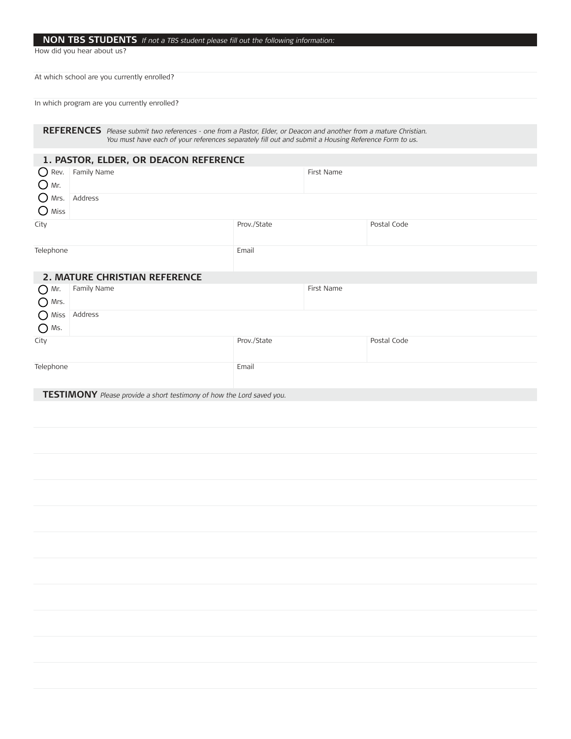## NON TBS STUDENTS *If not a TBS student please fill out the following information:*

How did you hear about us?

At which school are you currently enrolled?

In which program are you currently enrolled?

## REFERENCES *Please submit two references - one from a Pastor, Elder, or Deacon and another from a mature Christian. You must have each of your references separately fill out and submit a Housing Reference Form to us.*

### 1. PASTOR, ELDER, OR DEACON REFERENCE

| ○ Rev. ○ Mr. ○ Mrs. ○ Miss | Family Name | First Name |
|---|---|---|
| | Address | |

| City | Prov./State | Postal Code |
|---|---|---|
| Telephone | Email | |

### 2. MATURE CHRISTIAN REFERENCE

| ○ Mr. ○ Mrs. ○ Miss ○ Ms. | Family Name | First Name |
|---|---|---|
| | Address | |

| City | Prov./State | Postal Code |
|---|---|---|
| Telephone | Email | |

## TESTIMONY *Please provide a short testimony of how the Lord saved you.*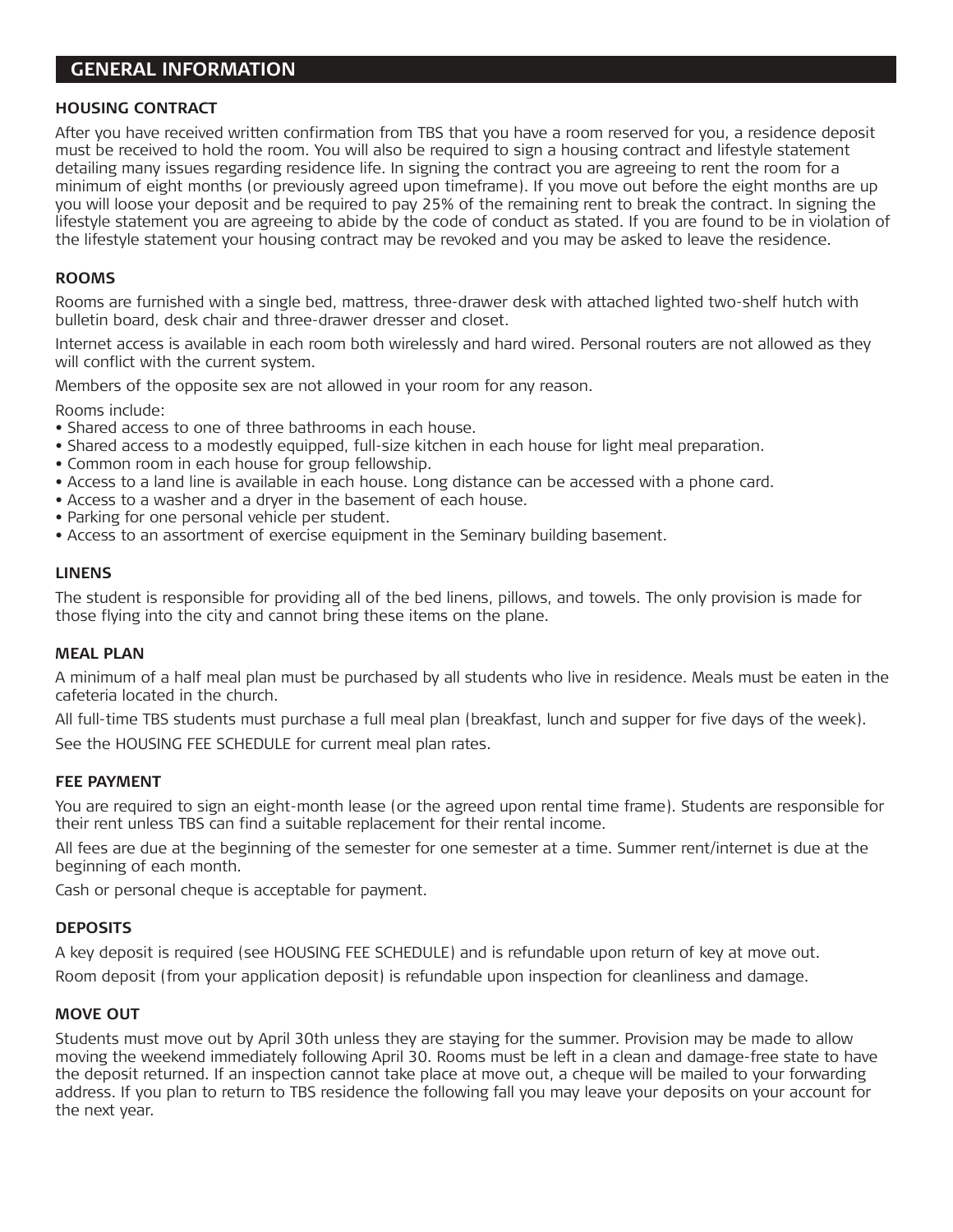## GENERAL INFORMATION

### HOUSING CONTRACT

After you have received written confirmation from TBS that you have a room reserved for you, a residence deposit must be received to hold the room. You will also be required to sign a housing contract and lifestyle statement detailing many issues regarding residence life. In signing the contract you are agreeing to rent the room for a minimum of eight months (or previously agreed upon timeframe). If you move out before the eight months are up you will loose your deposit and be required to pay 25% of the remaining rent to break the contract. In signing the lifestyle statement you are agreeing to abide by the code of conduct as stated. If you are found to be in violation of the lifestyle statement your housing contract may be revoked and you may be asked to leave the residence.

### ROOMS

Rooms are furnished with a single bed, mattress, three-drawer desk with attached lighted two-shelf hutch with bulletin board, desk chair and three-drawer dresser and closet.

Internet access is available in each room both wirelessly and hard wired. Personal routers are not allowed as they will conflict with the current system.

Members of the opposite sex are not allowed in your room for any reason.

Rooms include:

- Shared access to one of three bathrooms in each house.
- Shared access to a modestly equipped, full-size kitchen in each house for light meal preparation.
- Common room in each house for group fellowship.
- Access to a land line is available in each house. Long distance can be accessed with a phone card.
- Access to a washer and a dryer in the basement of each house.
- Parking for one personal vehicle per student.
- Access to an assortment of exercise equipment in the Seminary building basement.

### LINENS

The student is responsible for providing all of the bed linens, pillows, and towels. The only provision is made for those flying into the city and cannot bring these items on the plane.

### MEAL PLAN

A minimum of a half meal plan must be purchased by all students who live in residence. Meals must be eaten in the cafeteria located in the church.

All full-time TBS students must purchase a full meal plan (breakfast, lunch and supper for five days of the week).

See the HOUSING FEE SCHEDULE for current meal plan rates.

### FEE PAYMENT

You are required to sign an eight-month lease (or the agreed upon rental time frame). Students are responsible for their rent unless TBS can find a suitable replacement for their rental income.

All fees are due at the beginning of the semester for one semester at a time. Summer rent/internet is due at the beginning of each month.

Cash or personal cheque is acceptable for payment.

### DEPOSITS

A key deposit is required (see HOUSING FEE SCHEDULE) and is refundable upon return of key at move out.

Room deposit (from your application deposit) is refundable upon inspection for cleanliness and damage.

### MOVE OUT

Students must move out by April 30th unless they are staying for the summer. Provision may be made to allow moving the weekend immediately following April 30. Rooms must be left in a clean and damage-free state to have the deposit returned. If an inspection cannot take place at move out, a cheque will be mailed to your forwarding address. If you plan to return to TBS residence the following fall you may leave your deposits on your account for the next year.